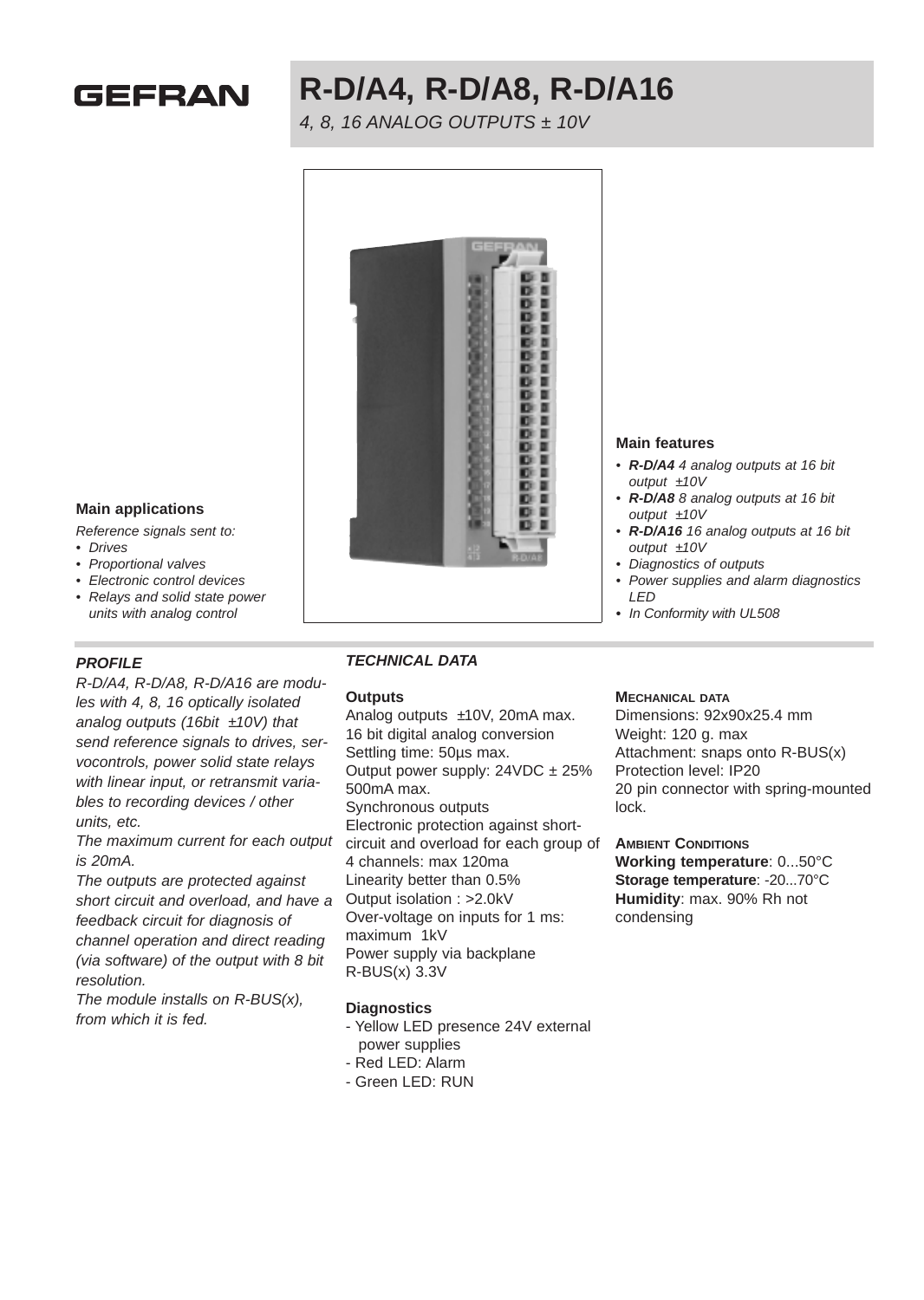GEFRAN

# R-D/A4, R-D/A8, R-D/A16

*4, 8, 16 ANALOG OUTPUTS ± 10V*

### Main applications

*Reference signals sent to:*
- *Drives*
- *Proportional valves*
- *Electronic control devices*
- *Relays and solid state power units with analog control*

### Main features

- ***R-D/A4** 4 analog outputs at 16 bit output ±10V*
- ***R-D/A8** 8 analog outputs at 16 bit output ±10V*
- ***R-D/A16** 16 analog outputs at 16 bit output ±10V*
- *Diagnostics of outputs*
- *Power supplies and alarm diagnostics LED*
- *In Conformity with UL508*

### *PROFILE*

*R-D/A4, R-D/A8, R-D/A16 are modules with 4, 8, 16 optically isolated analog outputs (16bit ±10V) that send reference signals to drives, servocontrols, power solid state relays with linear input, or retransmit variables to recording devices / other units, etc.*

*The maximum current for each output is 20mA.*

*The outputs are protected against short circuit and overload, and have a feedback circuit for diagnosis of channel operation and direct reading (via software) of the output with 8 bit resolution.*

*The module installs on R-BUS(x), from which it is fed.*

### *TECHNICAL DATA*

#### Outputs

Analog outputs ±10V, 20mA max.
16 bit digital analog conversion
Settling time: 50µs max.
Output power supply: 24VDC ± 25% 500mA max.
Synchronous outputs
Electronic protection against short-circuit and overload for each group of 4 channels: max 120ma
Linearity better than 0.5%
Output isolation : >2.0kV
Over-voltage on inputs for 1 ms: maximum 1kV
Power supply via backplane R-BUS(x) 3.3V

#### Diagnostics

- Yellow LED presence 24V external power supplies
- Red LED: Alarm
- Green LED: RUN

#### MECHANICAL DATA

Dimensions: 92x90x25.4 mm
Weight: 120 g. max
Attachment: snaps onto R-BUS(x)
Protection level: IP20
20 pin connector with spring-mounted lock.

#### AMBIENT CONDITIONS

**Working temperature**: 0...50°C
**Storage temperature**: -20...70°C
**Humidity**: max. 90% Rh not condensing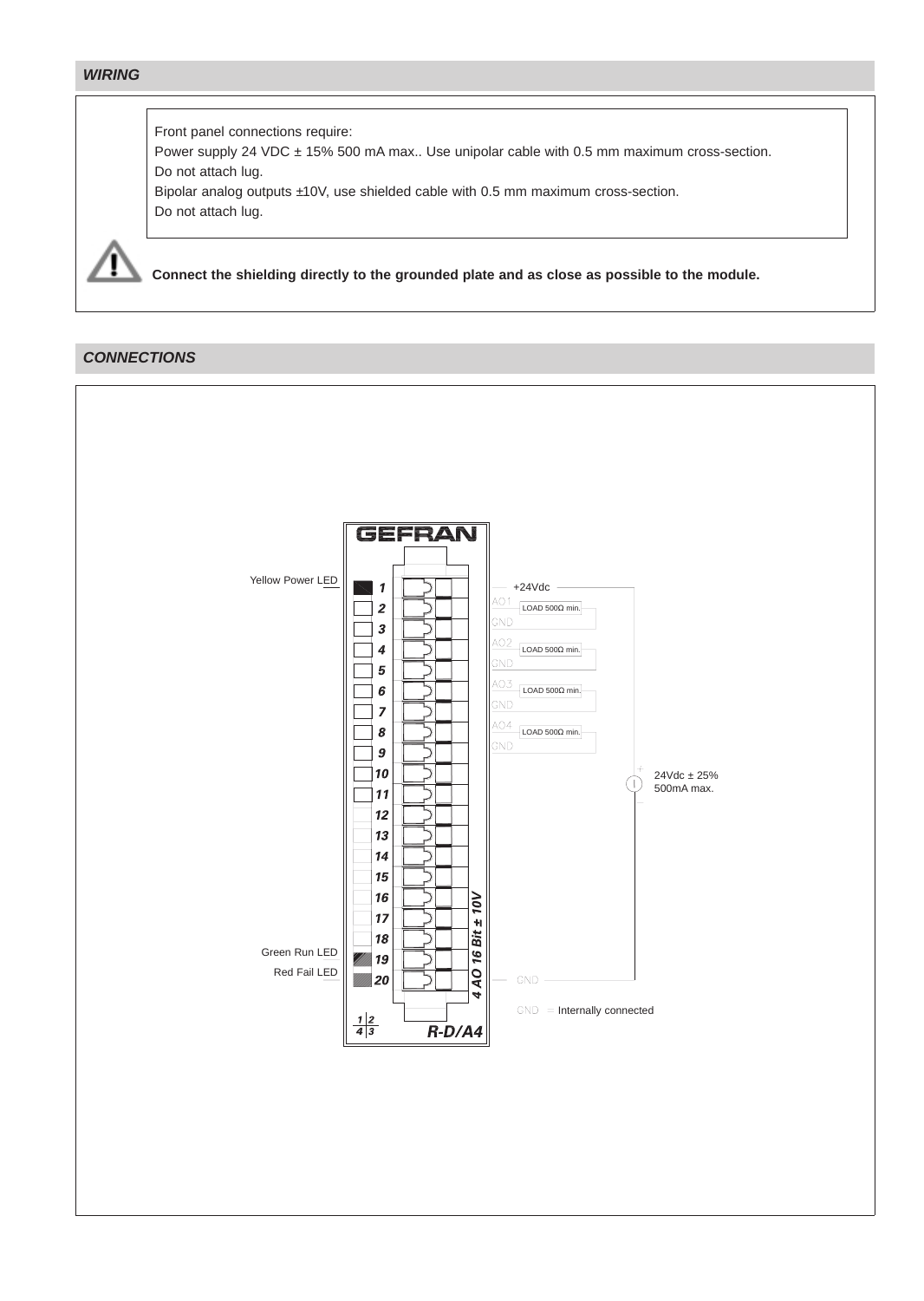## WIRING

Front panel connections require:
Power supply 24 VDC ± 15% 500 mA max.. Use unipolar cable with 0.5 mm maximum cross-section.
Do not attach lug.
Bipolar analog outputs ±10V, use shielded cable with 0.5 mm maximum cross-section.
Do not attach lug.

**Connect the shielding directly to the grounded plate and as close as possible to the module.**

## CONNECTIONS

GEFRAN

Yellow Power LED

| Terminal | Connection |
|---|---|
| 1 | +24Vdc |
| 2 | AO1 (LOAD 500Ω min.) |
| 3 | GND |
| 4 | AO2 (LOAD 500Ω min.) |
| 5 | GND |
| 6 | AO3 (LOAD 500Ω min.) |
| 7 | GND |
| 8 | AO4 (LOAD 500Ω min.) |
| 9 | GND |
| 10 | |
| 11 | |
| 12 | |
| 13 | |
| 14 | |
| 15 | |
| 16 | |
| 17 | |
| 18 | |
| 19 | |
| 20 | GND |

Green Run LED

Red Fail LED

24Vdc ± 25%
500mA max.

GND = Internally connected

4 AO 16 Bit ± 10V

R-D/A4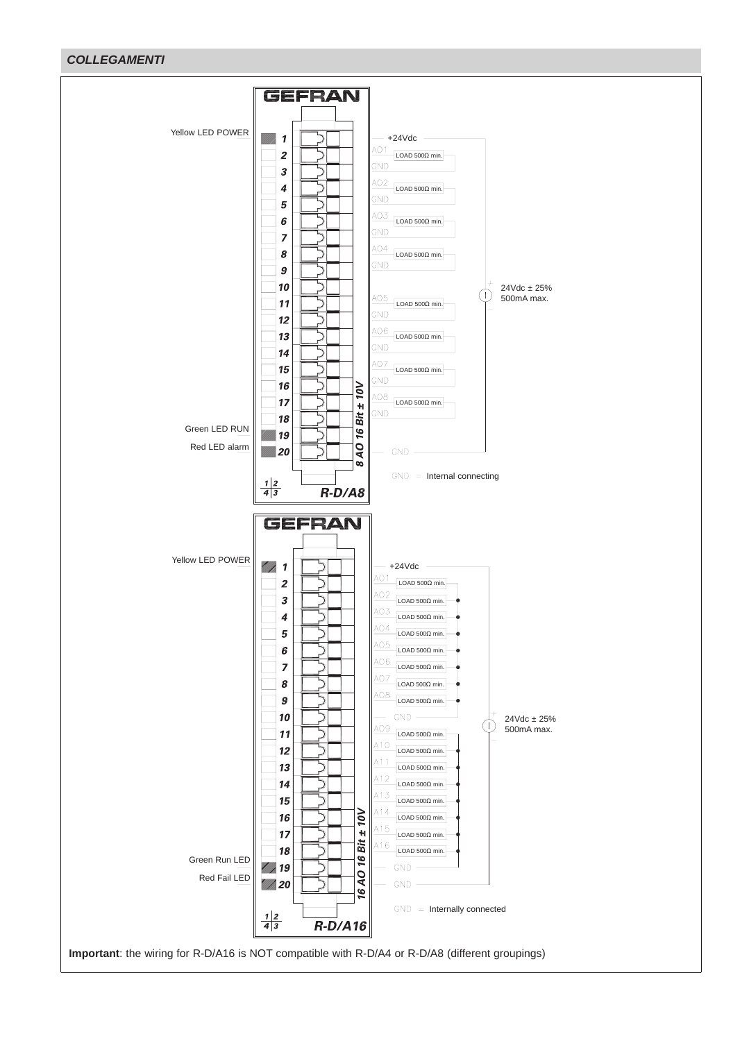## COLLEGAMENTI

GEFRAN

Yellow LED POWER

1
2
3
4
5
6
7
8
9
10
11
12
13
14
15
16
17
18
19
20

Green LED RUN

Red LED alarm

+24Vdc

AO1 LOAD 500Ω min. GND

AO2 LOAD 500Ω min. GND

AO3 LOAD 500Ω min. GND

AO4 LOAD 500Ω min. GND

24Vdc ± 25%
500mA max.

AO5 LOAD 500Ω min. GND

AO6 LOAD 500Ω min. GND

AO7 LOAD 500Ω min. GND

AO8 LOAD 500Ω min. GND

GND

GND = Internal connecting

8 AO 16 Bit ± 10V

R-D/A8

GEFRAN

Yellow LED POWER

1
2
3
4
5
6
7
8
9
10
11
12
13
14
15
16
17
18
19
20

Green Run LED

Red Fail LED

+24Vdc

AO1 LOAD 500Ω min.

AO2 LOAD 500Ω min.

AO3 LOAD 500Ω min.

AO4 LOAD 500Ω min.

AO5 LOAD 500Ω min.

AO6 LOAD 500Ω min.

AO7 LOAD 500Ω min.

AO8 LOAD 500Ω min.

GND

24Vdc ± 25%
500mA max.

AO9 LOAD 500Ω min.

A10 LOAD 500Ω min.

A11 LOAD 500Ω min.

A12 LOAD 500Ω min.

A13 LOAD 500Ω min.

A14 LOAD 500Ω min.

A15 LOAD 500Ω min.

A16 LOAD 500Ω min.

GND

GND

GND = Internally connected

16 AO 16 Bit ± 10V

R-D/A16

**Important**: the wiring for R-D/A16 is NOT compatible with R-D/A4 or R-D/A8 (different groupings)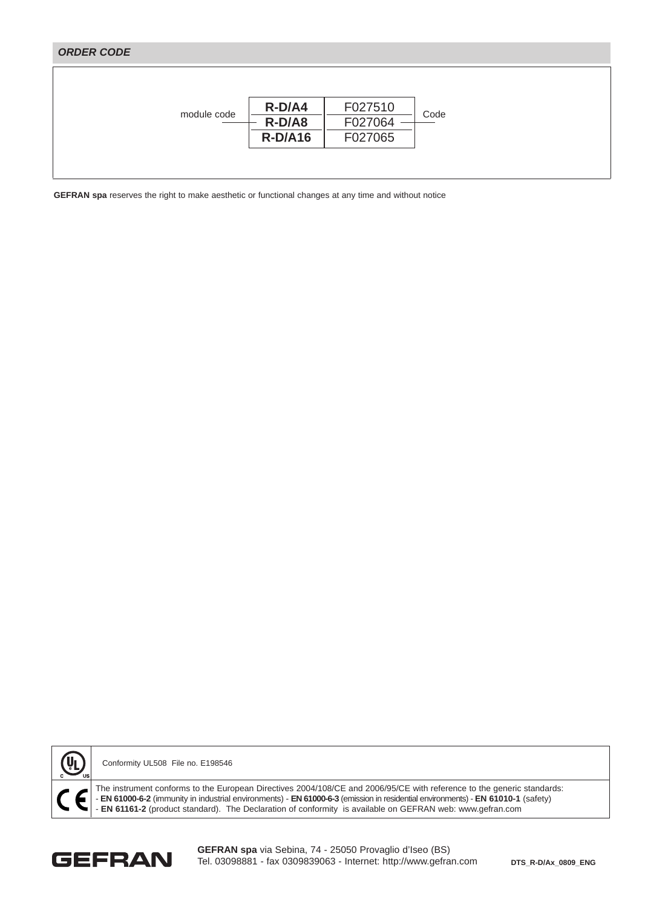## ORDER CODE

| module code | | Code |
|---|---|---|
| | **R-D/A4** | F027510 |
| | **R-D/A8** | F027064 |
| | **R-D/A16** | F027065 |

**GEFRAN spa** reserves the right to make aesthetic or functional changes at any time and without notice

Conformity UL508 File no. E198546

The instrument conforms to the European Directives 2004/108/CE and 2006/95/CE with reference to the generic standards:
- **EN 61000-6-2** (immunity in industrial environments) - **EN 61000-6-3** (emission in residential environments) - **EN 61010-1** (safety)
- **EN 61161-2** (product standard). The Declaration of conformity is available on GEFRAN web: www.gefran.com

GEFRAN

**GEFRAN spa** via Sebina, 74 - 25050 Provaglio d'Iseo (BS)
Tel. 03098881 - fax 0309839063 - Internet: http://www.gefran.com

**DTS_R-D/Ax_0809_ENG**